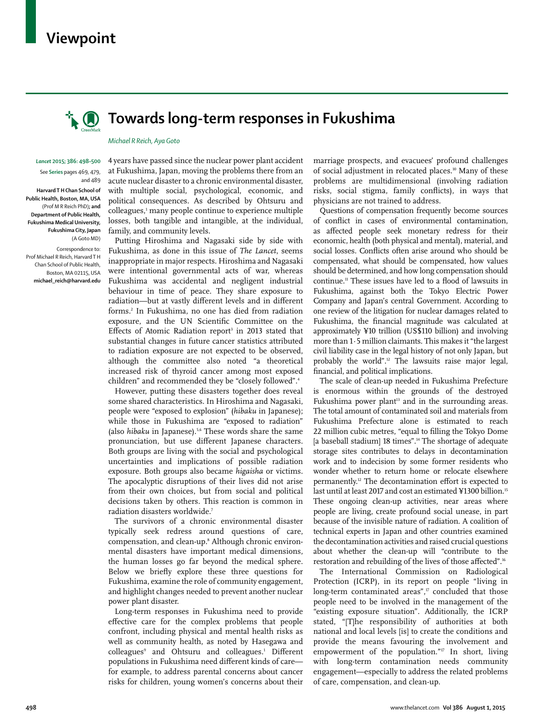# Viewpoint

## Towards long-term responses in Fukushima

*Michael R Reich, Aya Goto*

*Lancet* 2015; 386: 498–500

See **Series** pages 469, 479, and 489

**Harvard T H Chan School of Public Health, Boston, MA, USA** (Prof M R Reich PhD)**; and Department of Public Health, Fukushima Medical University, Fukushima City, Japan** (A Goto MD)

Correspondence to: Prof Michael R Reich, Harvard T H Chan School of Public Health, Boston, MA 02115, USA **michael_reich@harvard.edu**

4 years have passed since the nuclear power plant accident at Fukushima, Japan, moving the problems there from an acute nuclear disaster to a chronic environmental disaster, with multiple social, psychological, economic, and political consequences. As described by Ohtsuru and colleagues,[1] many people continue to experience multiple losses, both tangible and intangible, at the individual, family, and community levels.

Putting Hiroshima and Nagasaki side by side with Fukushima, as done in this issue of *The Lancet*, seems inappropriate in major respects. Hiroshima and Nagasaki were intentional governmental acts of war, whereas Fukushima was accidental and negligent industrial behaviour in time of peace. They share exposure to radiation—but at vastly different levels and in different forms.[2] In Fukushima, no one has died from radiation exposure, and the UN Scientific Committee on the Effects of Atomic Radiation report[3] in 2013 stated that substantial changes in future cancer statistics attributed to radiation exposure are not expected to be observed, although the committee also noted "a theoretical increased risk of thyroid cancer among most exposed children" and recommended they be "closely followed".[4]

However, putting these disasters together does reveal some shared characteristics. In Hiroshima and Nagasaki, people were "exposed to explosion" (*hibaku* in Japanese); while those in Fukushima are "exposed to radiation" (also *hibaku* in Japanese).[5,6] These words share the same pronunciation, but use different Japanese characters. Both groups are living with the social and psychological uncertainties and implications of possible radiation exposure. Both groups also became *higaisha* or victims. The apocalyptic disruptions of their lives did not arise from their own choices, but from social and political decisions taken by others. This reaction is common in radiation disasters worldwide.[7]

The survivors of a chronic environmental disaster typically seek redress around questions of care, compensation, and clean-up.[8] Although chronic environmental disasters have important medical dimensions, the human losses go far beyond the medical sphere. Below we briefly explore these three questions for Fukushima, examine the role of community engagement, and highlight changes needed to prevent another nuclear power plant disaster.

Long-term responses in Fukushima need to provide effective care for the complex problems that people confront, including physical and mental health risks as well as community health, as noted by Hasegawa and colleagues[9] and Ohtsuru and colleagues.[1] Different populations in Fukushima need different kinds of care—for example, to address parental concerns about cancer risks for children, young women's concerns about their marriage prospects, and evacuees' profound challenges of social adjustment in relocated places.[10] Many of these problems are multidimensional (involving radiation risks, social stigma, family conflicts), in ways that physicians are not trained to address.

Questions of compensation frequently become sources of conflict in cases of environmental contamination, as affected people seek monetary redress for their economic, health (both physical and mental), material, and social losses. Conflicts often arise around who should be compensated, what should be compensated, how values should be determined, and how long compensation should continue.[11] These issues have led to a flood of lawsuits in Fukushima, against both the Tokyo Electric Power Company and Japan's central Government. According to one review of the litigation for nuclear damages related to Fukushima, the financial magnitude was calculated at approximately ¥110 trillion (US$110 billion) and involving more than 1·5 million claimants. This makes it "the largest civil liability case in the legal history of not only Japan, but probably the world".[12] The lawsuits raise major legal, financial, and political implications.

The scale of clean-up needed in Fukushima Prefecture is enormous within the grounds of the destroyed Fukushima power plant[13] and in the surrounding areas. The total amount of contaminated soil and materials from Fukushima Prefecture alone is estimated to reach 22 million cubic metres, "equal to filling the Tokyo Dome [a baseball stadium] 18 times".[14] The shortage of adequate storage sites contributes to delays in decontamination work and to indecision by some former residents who wonder whether to return home or relocate elsewhere permanently.[12] The decontamination effort is expected to last until at least 2017 and cost an estimated ¥1300 billion.[15] These ongoing clean-up activities, near areas where people are living, create profound social unease, in part because of the invisible nature of radiation. A coalition of technical experts in Japan and other countries examined the decontamination activities and raised crucial questions about whether the clean-up will "contribute to the restoration and rebuilding of the lives of those affected".[16]

The International Commission on Radiological Protection (ICRP), in its report on people "living in long-term contaminated areas",[17] concluded that those people need to be involved in the management of the "existing exposure situation". Additionally, the ICRP stated, "[T]he responsibility of authorities at both national and local levels [is] to create the conditions and provide the means favouring the involvement and empowerment of the population."[17] In short, living with long-term contamination needs community engagement—especially to address the related problems of care, compensation, and clean-up.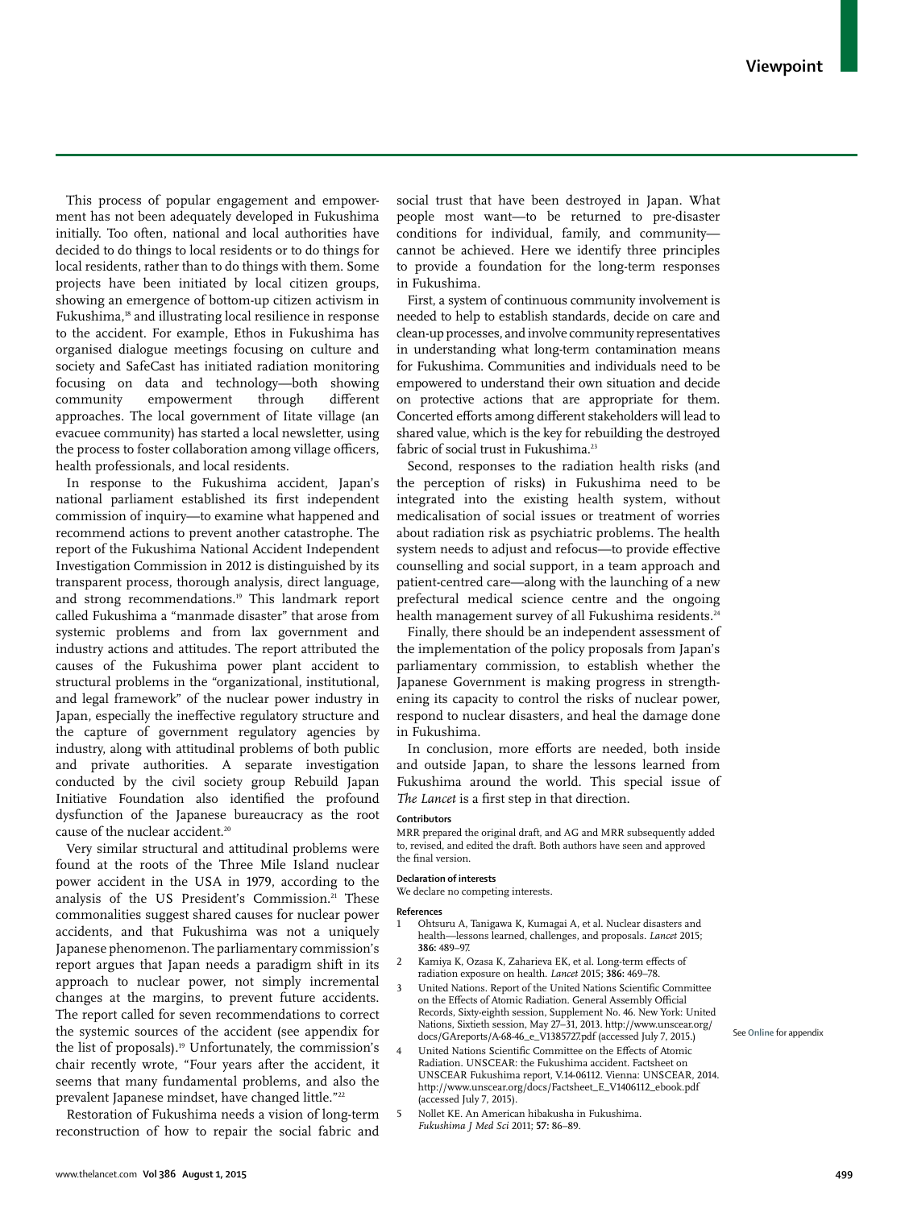This process of popular engagement and empowerment has not been adequately developed in Fukushima initially. Too often, national and local authorities have decided to do things to local residents or to do things for local residents, rather than to do things with them. Some projects have been initiated by local citizen groups, showing an emergence of bottom-up citizen activism in Fukushima,[18] and illustrating local resilience in response to the accident. For example, Ethos in Fukushima has organised dialogue meetings focusing on culture and society and SafeCast has initiated radiation monitoring focusing on data and technology—both showing community empowerment through different approaches. The local government of Iitate village (an evacuee community) has started a local newsletter, using the process to foster collaboration among village officers, health professionals, and local residents.

In response to the Fukushima accident, Japan's national parliament established its first independent commission of inquiry—to examine what happened and recommend actions to prevent another catastrophe. The report of the Fukushima National Accident Independent Investigation Commission in 2012 is distinguished by its transparent process, thorough analysis, direct language, and strong recommendations.[19] This landmark report called Fukushima a "manmade disaster" that arose from systemic problems and from lax government and industry actions and attitudes. The report attributed the causes of the Fukushima power plant accident to structural problems in the "organizational, institutional, and legal framework" of the nuclear power industry in Japan, especially the ineffective regulatory structure and the capture of government regulatory agencies by industry, along with attitudinal problems of both public and private authorities. A separate investigation conducted by the civil society group Rebuild Japan Initiative Foundation also identified the profound dysfunction of the Japanese bureaucracy as the root cause of the nuclear accident.[20]

Very similar structural and attitudinal problems were found at the roots of the Three Mile Island nuclear power accident in the USA in 1979, according to the analysis of the US President's Commission.[21] These commonalities suggest shared causes for nuclear power accidents, and that Fukushima was not a uniquely Japanese phenomenon. The parliamentary commission's report argues that Japan needs a paradigm shift in its approach to nuclear power, not simply incremental changes at the margins, to prevent future accidents. The report called for seven recommendations to correct the systemic sources of the accident (see appendix for the list of proposals).[19] Unfortunately, the commission's chair recently wrote, "Four years after the accident, it seems that many fundamental problems, and also the prevalent Japanese mindset, have changed little."[22]

Restoration of Fukushima needs a vision of long-term reconstruction of how to repair the social fabric and social trust that have been destroyed in Japan. What people most want—to be returned to pre-disaster conditions for individual, family, and community—cannot be achieved. Here we identify three principles to provide a foundation for the long-term responses in Fukushima.

First, a system of continuous community involvement is needed to help to establish standards, decide on care and clean-up processes, and involve community representatives in understanding what long-term contamination means for Fukushima. Communities and individuals need to be empowered to understand their own situation and decide on protective actions that are appropriate for them. Concerted efforts among different stakeholders will lead to shared value, which is the key for rebuilding the destroyed fabric of social trust in Fukushima.[23]

Second, responses to the radiation health risks (and the perception of risks) in Fukushima need to be integrated into the existing health system, without medicalisation of social issues or treatment of worries about radiation risk as psychiatric problems. The health system needs to adjust and refocus—to provide effective counselling and social support, in a team approach and patient-centred care—along with the launching of a new prefectural medical science centre and the ongoing health management survey of all Fukushima residents.[24]

Finally, there should be an independent assessment of the implementation of the policy proposals from Japan's parliamentary commission, to establish whether the Japanese Government is making progress in strengthening its capacity to control the risks of nuclear power, respond to nuclear disasters, and heal the damage done in Fukushima.

In conclusion, more efforts are needed, both inside and outside Japan, to share the lessons learned from Fukushima around the world. This special issue of *The Lancet* is a first step in that direction.

See **Online** for appendix

**Contributors**

MRR prepared the original draft, and AG and MRR subsequently added to, revised, and edited the draft. Both authors have seen and approved the final version.

**Declaration of interests**

We declare no competing interests.

**References**

1. Ohtsuru A, Tanigawa K, Kumagai A, et al. Nuclear disasters and health—lessons learned, challenges, and proposals. *Lancet* 2015; **386:** 489–97.
2. Kamiya K, Ozasa K, Zaharieva EK, et al. Long-term effects of radiation exposure on health. *Lancet* 2015; **386:** 469–78.
3. United Nations. Report of the United Nations Scientific Committee on the Effects of Atomic Radiation. General Assembly Official Records, Sixty-eighth session, Supplement No. 46. New York: United Nations, Sixtieth session, May 27–31, 2013. http://www.unscear.org/docs/GAreports/A-68-46_e_V1385727.pdf (accessed July 7, 2015.)
4. United Nations Scientific Committee on the Effects of Atomic Radiation. UNSCEAR: the Fukushima accident. Factsheet on UNSCEAR Fukushima report, V.14-06112. Vienna: UNSCEAR, 2014. http://www.unscear.org/docs/Factsheet_E_V1406112_ebook.pdf (accessed July 7, 2015).
5. Nollet KE. An American hibakusha in Fukushima. *Fukushima J Med Sci* 2011; **57:** 86–89.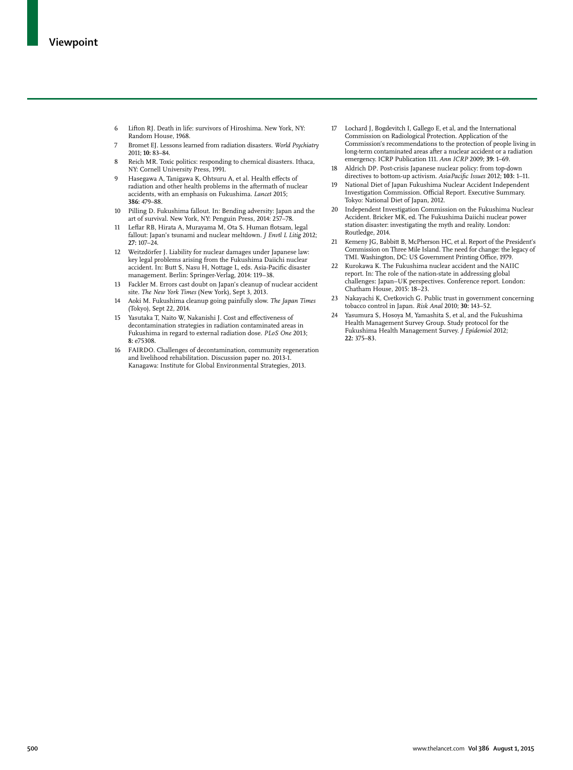6 Lifton RJ. Death in life: survivors of Hiroshima. New York, NY: Random House, 1968.
7 Bromet EJ. Lessons learned from radiation disasters. *World Psychiatry* 2011; **10:** 83–84.
8 Reich MR. Toxic politics: responding to chemical disasters. Ithaca, NY: Cornell University Press, 1991.
9 Hasegawa A, Tanigawa K, Ohtsuru A, et al. Health effects of radiation and other health problems in the aftermath of nuclear accidents, with an emphasis on Fukushima. *Lancet* 2015; **386:** 479–88.
10 Pilling D. Fukushima fallout. In: Bending adversity: Japan and the art of survival. New York, NY: Penguin Press, 2014: 257–78.
11 Leflar RB, Hirata A, Murayama M, Ota S. Human flotsam, legal fallout: Japan's tsunami and nuclear meltdown. *J Envtl L Litig* 2012; **27:** 107–24.
12 Weitzdörfer J. Liability for nuclear damages under Japanese law: key legal problems arising from the Fukushima Daiichi nuclear accident. In: Butt S, Nasu H, Nottage L, eds. Asia-Pacific disaster management. Berlin: Springer-Verlag, 2014: 119–38.
13 Fackler M. Errors cast doubt on Japan's cleanup of nuclear accident site. *The New York Times* (New York), Sept 3, 2013.
14 Aoki M. Fukushima cleanup going painfully slow. *The Japan Times* (Tokyo), Sept 22, 2014.
15 Yasutaka T, Naito W, Nakanishi J. Cost and effectiveness of decontamination strategies in radiation contaminated areas in Fukushima in regard to external radiation dose. *PLoS One* 2013; **8:** e75308.
16 FAIRDO. Challenges of decontamination, community regeneration and livelihood rehabilitation. Discussion paper no. 2013-1. Kanagawa: Institute for Global Environmental Strategies, 2013.
17 Lochard J, Bogdevitch I, Gallego E, et al, and the International Commission on Radiological Protection. Application of the Commission's recommendations to the protection of people living in long-term contaminated areas after a nuclear accident or a radiation emergency. ICRP Publication 111. *Ann ICRP* 2009; **39:** 1–69.
18 Aldrich DP. Post-crisis Japanese nuclear policy: from top-down directives to bottom-up activism. *AsiaPacific Issues* 2012; **103:** 1–11.
19 National Diet of Japan Fukushima Nuclear Accident Independent Investigation Commission. Official Report. Executive Summary. Tokyo: National Diet of Japan, 2012.
20 Independent Investigation Commission on the Fukushima Nuclear Accident. Bricker MK, ed. The Fukushima Daiichi nuclear power station disaster: investigating the myth and reality. London: Routledge, 2014.
21 Kemeny JG, Babbitt B, McPherson HC, et al. Report of the President's Commission on Three Mile Island. The need for change: the legacy of TMI. Washington, DC: US Government Printing Office, 1979.
22 Kurokawa K. The Fukushima nuclear accident and the NAIIC report. In: The role of the nation-state in addressing global challenges: Japan–UK perspectives. Conference report. London: Chatham House, 2015: 18–23.
23 Nakayachi K, Cvetkovich G. Public trust in government concerning tobacco control in Japan. *Risk Anal* 2010; **30:** 143–52.
24 Yasumura S, Hosoya M, Yamashita S, et al, and the Fukushima Health Management Survey Group. Study protocol for the Fukushima Health Management Survey. *J Epidemiol* 2012; **22:** 375–83.